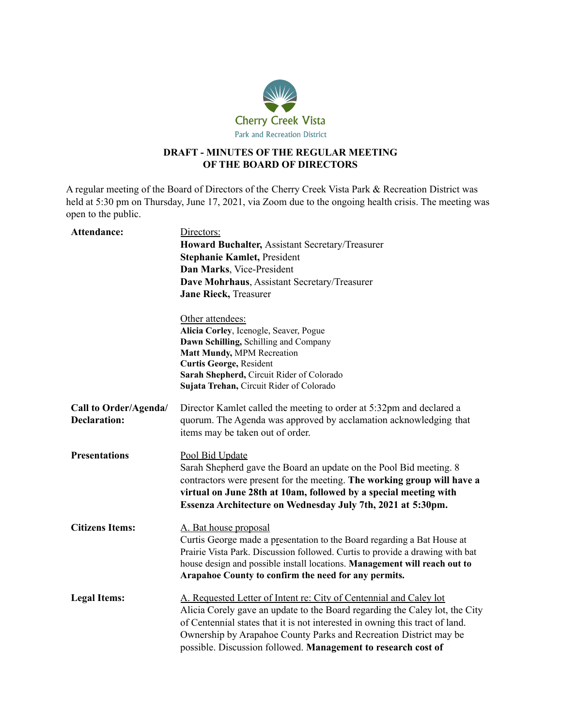Cherry Creek Vista

Park and Recreation District

## DRAFT - MINUTES OF THE REGULAR MEETING OF THE BOARD OF DIRECTORS

A regular meeting of the Board of Directors of the Cherry Creek Vista Park & Recreation District was held at 5:30 pm on Thursday, June 17, 2021, via Zoom due to the ongoing health crisis. The meeting was open to the public.

**Attendance:**

Directors:
**Howard Buchalter,** Assistant Secretary/Treasurer
**Stephanie Kamlet,** President
**Dan Marks**, Vice-President
**Dave Mohrhaus**, Assistant Secretary/Treasurer
**Jane Rieck,** Treasurer

Other attendees:
**Alicia Corley**, Icenogle, Seaver, Pogue
**Dawn Schilling,** Schilling and Company
**Matt Mundy,** MPM Recreation
**Curtis George,** Resident
**Sarah Shepherd,** Circuit Rider of Colorado
**Sujata Trehan,** Circuit Rider of Colorado

**Call to Order/Agenda/ Declaration:**

Director Kamlet called the meeting to order at 5:32pm and declared a quorum. The Agenda was approved by acclamation acknowledging that items may be taken out of order.

**Presentations**

Pool Bid Update
Sarah Shepherd gave the Board an update on the Pool Bid meeting. 8 contractors were present for the meeting. **The working group will have a virtual on June 28th at 10am, followed by a special meeting with Essenza Architecture on Wednesday July 7th, 2021 at 5:30pm.**

**Citizens Items:**

A. Bat house proposal
Curtis George made a presentation to the Board regarding a Bat House at Prairie Vista Park. Discussion followed. Curtis to provide a drawing with bat house design and possible install locations. **Management will reach out to Arapahoe County to confirm the need for any permits.**

**Legal Items:**

A. Requested Letter of Intent re: City of Centennial and Caley lot
Alicia Corely gave an update to the Board regarding the Caley lot, the City of Centennial states that it is not interested in owning this tract of land. Ownership by Arapahoe County Parks and Recreation District may be possible. Discussion followed. **Management to research cost of**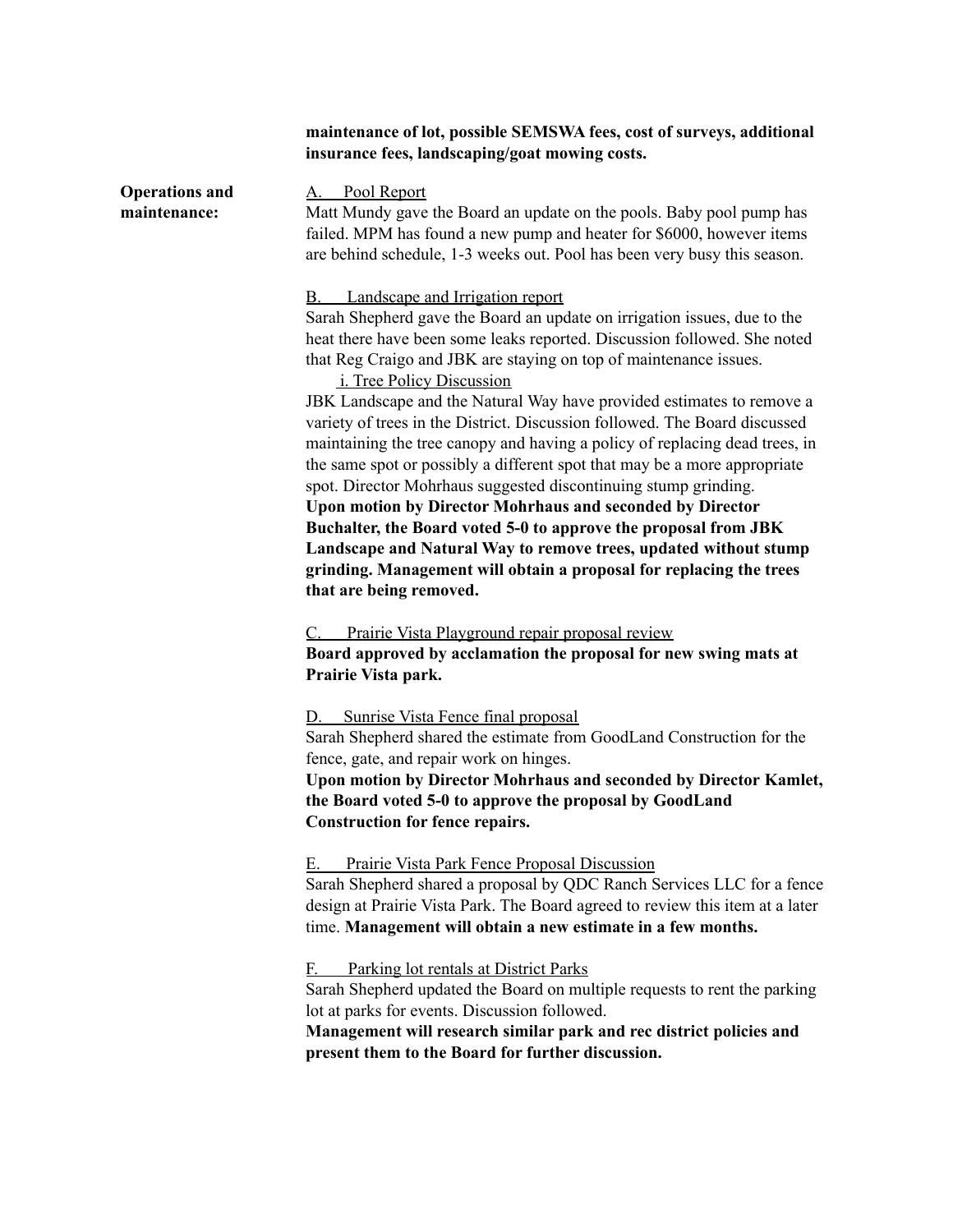**maintenance of lot, possible SEMSWA fees, cost of surveys, additional insurance fees, landscaping/goat mowing costs.**

**Operations and maintenance:**

A. Pool Report

Matt Mundy gave the Board an update on the pools. Baby pool pump has failed. MPM has found a new pump and heater for $6000, however items are behind schedule, 1-3 weeks out. Pool has been very busy this season.

B. Landscape and Irrigation report

Sarah Shepherd gave the Board an update on irrigation issues, due to the heat there have been some leaks reported. Discussion followed. She noted that Reg Craigo and JBK are staying on top of maintenance issues.

i. Tree Policy Discussion

JBK Landscape and the Natural Way have provided estimates to remove a variety of trees in the District. Discussion followed. The Board discussed maintaining the tree canopy and having a policy of replacing dead trees, in the same spot or possibly a different spot that may be a more appropriate spot. Director Mohrhaus suggested discontinuing stump grinding.

**Upon motion by Director Mohrhaus and seconded by Director Buchalter, the Board voted 5-0 to approve the proposal from JBK Landscape and Natural Way to remove trees, updated without stump grinding. Management will obtain a proposal for replacing the trees that are being removed.**

C. Prairie Vista Playground repair proposal review

**Board approved by acclamation the proposal for new swing mats at Prairie Vista park.**

D. Sunrise Vista Fence final proposal

Sarah Shepherd shared the estimate from GoodLand Construction for the fence, gate, and repair work on hinges.

**Upon motion by Director Mohrhaus and seconded by Director Kamlet, the Board voted 5-0 to approve the proposal by GoodLand Construction for fence repairs.**

E. Prairie Vista Park Fence Proposal Discussion

Sarah Shepherd shared a proposal by QDC Ranch Services LLC for a fence design at Prairie Vista Park. The Board agreed to review this item at a later time. **Management will obtain a new estimate in a few months.**

F. Parking lot rentals at District Parks

Sarah Shepherd updated the Board on multiple requests to rent the parking lot at parks for events. Discussion followed.

**Management will research similar park and rec district policies and present them to the Board for further discussion.**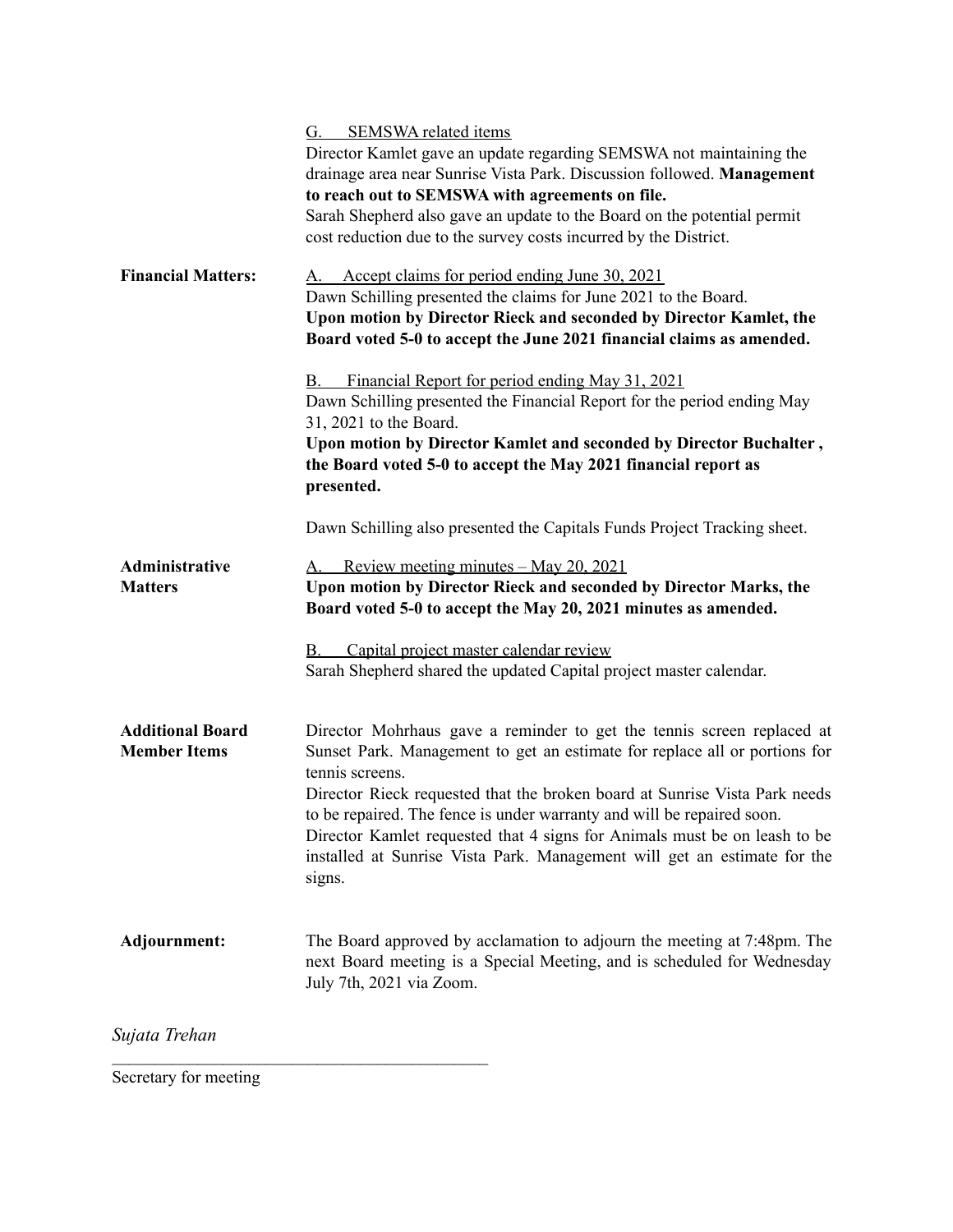G. SEMSWA related items

Director Kamlet gave an update regarding SEMSWA not maintaining the drainage area near Sunrise Vista Park. Discussion followed. **Management to reach out to SEMSWA with agreements on file.**

Sarah Shepherd also gave an update to the Board on the potential permit cost reduction due to the survey costs incurred by the District.

**Financial Matters:**

A. Accept claims for period ending June 30, 2021

Dawn Schilling presented the claims for June 2021 to the Board.

**Upon motion by Director Rieck and seconded by Director Kamlet, the Board voted 5-0 to accept the June 2021 financial claims as amended.**

B. Financial Report for period ending May 31, 2021

Dawn Schilling presented the Financial Report for the period ending May 31, 2021 to the Board.

**Upon motion by Director Kamlet and seconded by Director Buchalter , the Board voted 5-0 to accept the May 2021 financial report as presented.**

Dawn Schilling also presented the Capitals Funds Project Tracking sheet.

**Administrative Matters**

A. Review meeting minutes – May 20, 2021

**Upon motion by Director Rieck and seconded by Director Marks, the Board voted 5-0 to accept the May 20, 2021 minutes as amended.**

B. Capital project master calendar review

Sarah Shepherd shared the updated Capital project master calendar.

**Additional Board Member Items**

Director Mohrhaus gave a reminder to get the tennis screen replaced at Sunset Park. Management to get an estimate for replace all or portions for tennis screens.

Director Rieck requested that the broken board at Sunrise Vista Park needs to be repaired. The fence is under warranty and will be repaired soon.

Director Kamlet requested that 4 signs for Animals must be on leash to be installed at Sunrise Vista Park. Management will get an estimate for the signs.

**Adjournment:**

The Board approved by acclamation to adjourn the meeting at 7:48pm. The next Board meeting is a Special Meeting, and is scheduled for Wednesday July 7th, 2021 via Zoom.

*Sujata Trehan*

_____________________________________________

Secretary for meeting